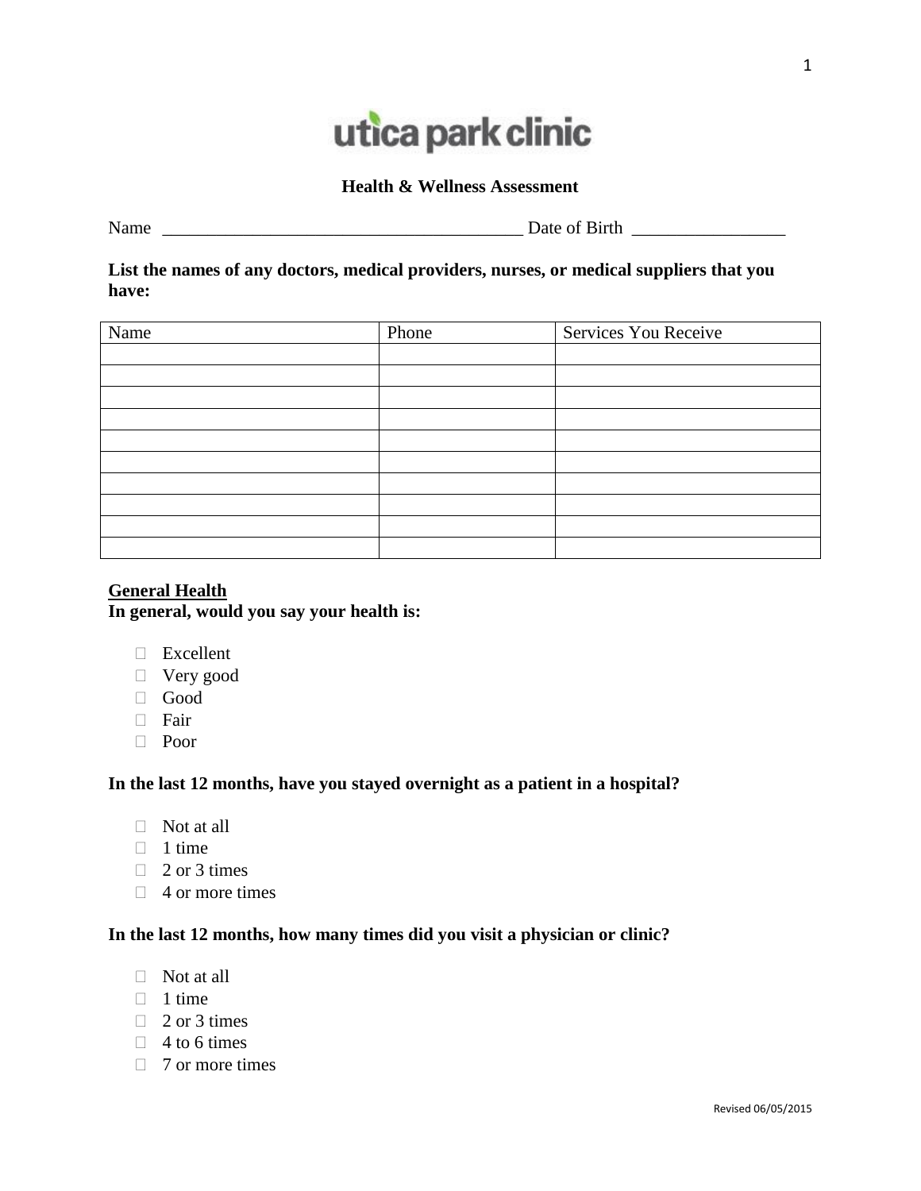utica park clinic

# Health & Wellness Assessment

Name ________________________________________ Date of Birth _________________

**List the names of any doctors, medical providers, nurses, or medical suppliers that you have:**

| Name | Phone | Services You Receive |
|---|---|---|
| | | |
| | | |
| | | |
| | | |
| | | |
| | | |
| | | |
| | | |
| | | |
| | | |

**General Health**

**In general, would you say your health is:**

- ☐ Excellent
- ☐ Very good
- ☐ Good
- ☐ Fair
- ☐ Poor

**In the last 12 months, have you stayed overnight as a patient in a hospital?**

- ☐ Not at all
- ☐ 1 time
- ☐ 2 or 3 times
- ☐ 4 or more times

**In the last 12 months, how many times did you visit a physician or clinic?**

- ☐ Not at all
- ☐ 1 time
- ☐ 2 or 3 times
- ☐ 4 to 6 times
- ☐ 7 or more times

Revised 06/05/2015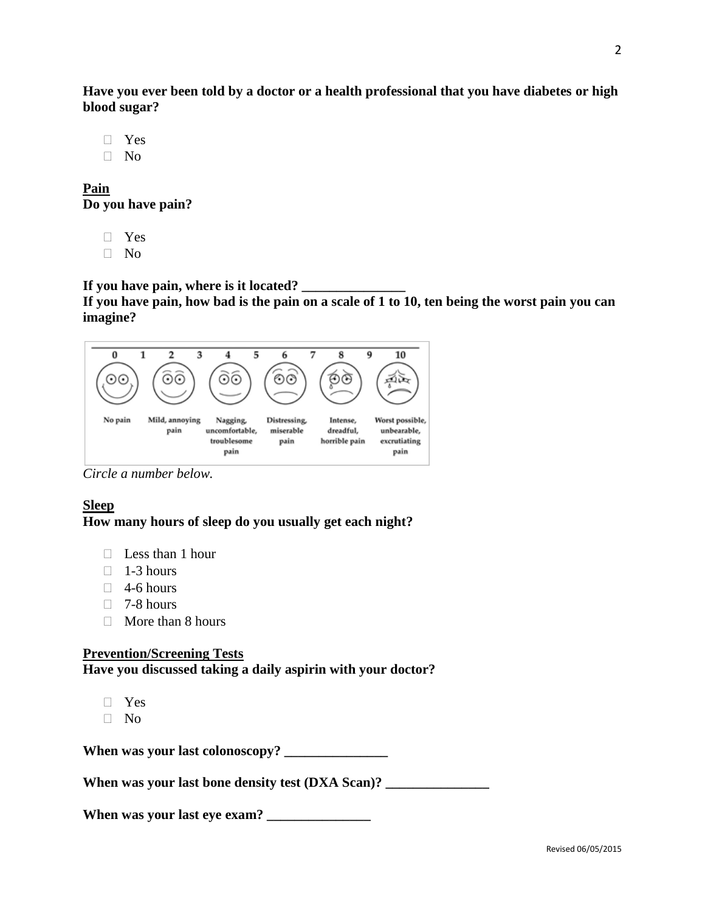**Have you ever been told by a doctor or a health professional that you have diabetes or high blood sugar?**

- ☐ Yes
- ☐ No

**Pain**

**Do you have pain?**

- ☐ Yes
- ☐ No

**If you have pain, where is it located? _______________**

**If you have pain, how bad is the pain on a scale of 1 to 10, ten being the worst pain you can imagine?**

| 0 | 1 | 2 | 3 | 4 | 5 | 6 | 7 | 8 | 9 | 10 |
|---|---|---|---|---|---|---|---|---|---|---|
| No pain | | Mild, annoying pain | | Nagging, uncomfortable, troublesome pain | | Distressing, miserable pain | | Intense, dreadful, horrible pain | | Worst possible, unbearable, excrutiating pain |

*Circle a number below.*

**Sleep**

**How many hours of sleep do you usually get each night?**

- ☐ Less than 1 hour
- ☐ 1-3 hours
- ☐ 4-6 hours
- ☐ 7-8 hours
- ☐ More than 8 hours

**Prevention/Screening Tests**

**Have you discussed taking a daily aspirin with your doctor?**

- ☐ Yes
- ☐ No

**When was your last colonoscopy? _______________**

**When was your last bone density test (DXA Scan)? _______________**

**When was your last eye exam? _______________**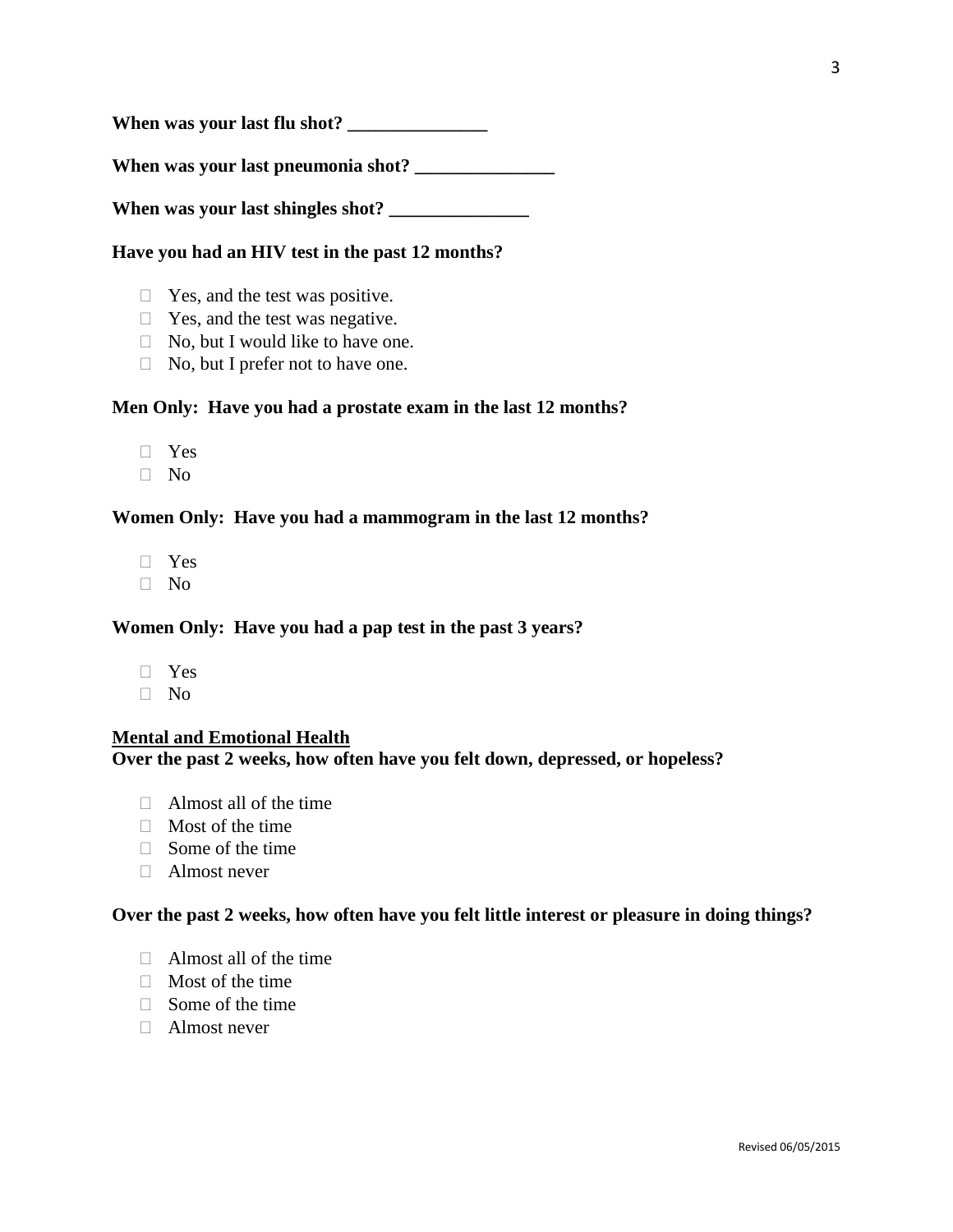**When was your last flu shot? _______________**

**When was your last pneumonia shot? _______________**

**When was your last shingles shot? _______________**

**Have you had an HIV test in the past 12 months?**

- ☐ Yes, and the test was positive.
- ☐ Yes, and the test was negative.
- ☐ No, but I would like to have one.
- ☐ No, but I prefer not to have one.

**Men Only: Have you had a prostate exam in the last 12 months?**

- ☐ Yes
- ☐ No

**Women Only: Have you had a mammogram in the last 12 months?**

- ☐ Yes
- ☐ No

**Women Only: Have you had a pap test in the past 3 years?**

- ☐ Yes
- ☐ No

**<u>Mental and Emotional Health</u>**

**Over the past 2 weeks, how often have you felt down, depressed, or hopeless?**

- ☐ Almost all of the time
- ☐ Most of the time
- ☐ Some of the time
- ☐ Almost never

**Over the past 2 weeks, how often have you felt little interest or pleasure in doing things?**

- ☐ Almost all of the time
- ☐ Most of the time
- ☐ Some of the time
- ☐ Almost never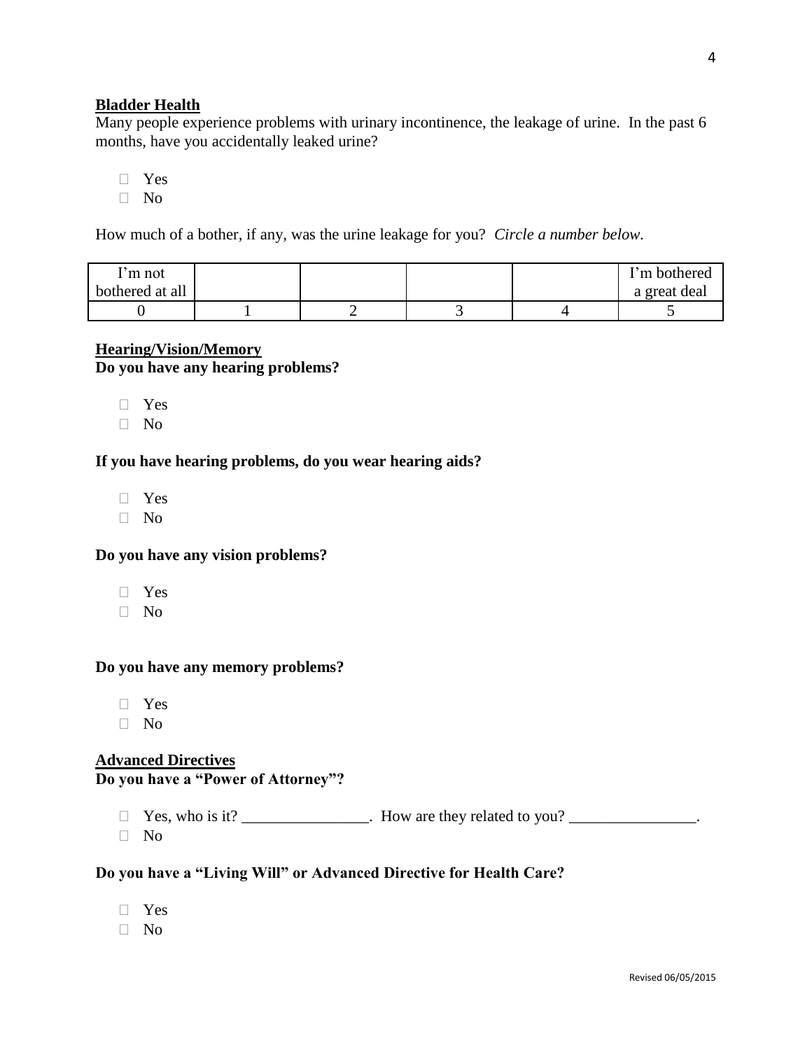**Bladder Health**

Many people experience problems with urinary incontinence, the leakage of urine. In the past 6 months, have you accidentally leaked urine?

- ☐ Yes
- ☐ No

How much of a bother, if any, was the urine leakage for you? *Circle a number below.*

| I'm not bothered at all | | | | | I'm bothered a great deal |
|---|---|---|---|---|---|
| 0 | 1 | 2 | 3 | 4 | 5 |

**Hearing/Vision/Memory**

**Do you have any hearing problems?**

- ☐ Yes
- ☐ No

**If you have hearing problems, do you wear hearing aids?**

- ☐ Yes
- ☐ No

**Do you have any vision problems?**

- ☐ Yes
- ☐ No

**Do you have any memory problems?**

- ☐ Yes
- ☐ No

**Advanced Directives**

**Do you have a "Power of Attorney"?**

- ☐ Yes, who is it? ________________. How are they related to you? ________________.
- ☐ No

**Do you have a "Living Will" or Advanced Directive for Health Care?**

- ☐ Yes
- ☐ No

Revised 06/05/2015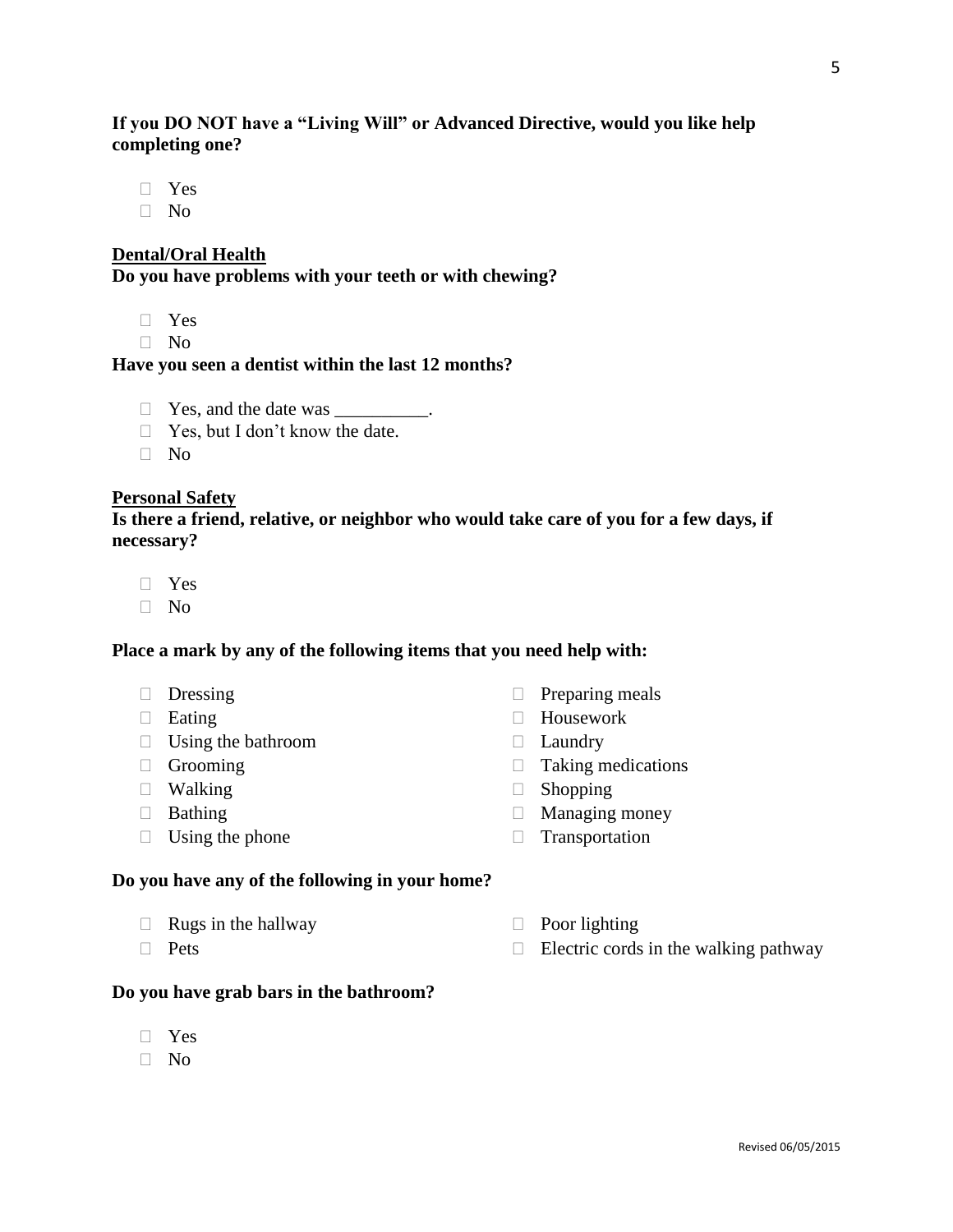**If you DO NOT have a "Living Will" or Advanced Directive, would you like help completing one?**

- ☐ Yes
- ☐ No

**Dental/Oral Health**

**Do you have problems with your teeth or with chewing?**

- ☐ Yes
- ☐ No

**Have you seen a dentist within the last 12 months?**

- ☐ Yes, and the date was __________.
- ☐ Yes, but I don't know the date.
- ☐ No

**Personal Safety**

**Is there a friend, relative, or neighbor who would take care of you for a few days, if necessary?**

- ☐ Yes
- ☐ No

**Place a mark by any of the following items that you need help with:**

- ☐ Dressing
- ☐ Eating
- ☐ Using the bathroom
- ☐ Grooming
- ☐ Walking
- ☐ Bathing
- ☐ Using the phone
- ☐ Preparing meals
- ☐ Housework
- ☐ Laundry
- ☐ Taking medications
- ☐ Shopping
- ☐ Managing money
- ☐ Transportation

**Do you have any of the following in your home?**

- ☐ Rugs in the hallway
- ☐ Pets
- ☐ Poor lighting
- ☐ Electric cords in the walking pathway

**Do you have grab bars in the bathroom?**

- ☐ Yes
- ☐ No

Revised 06/05/2015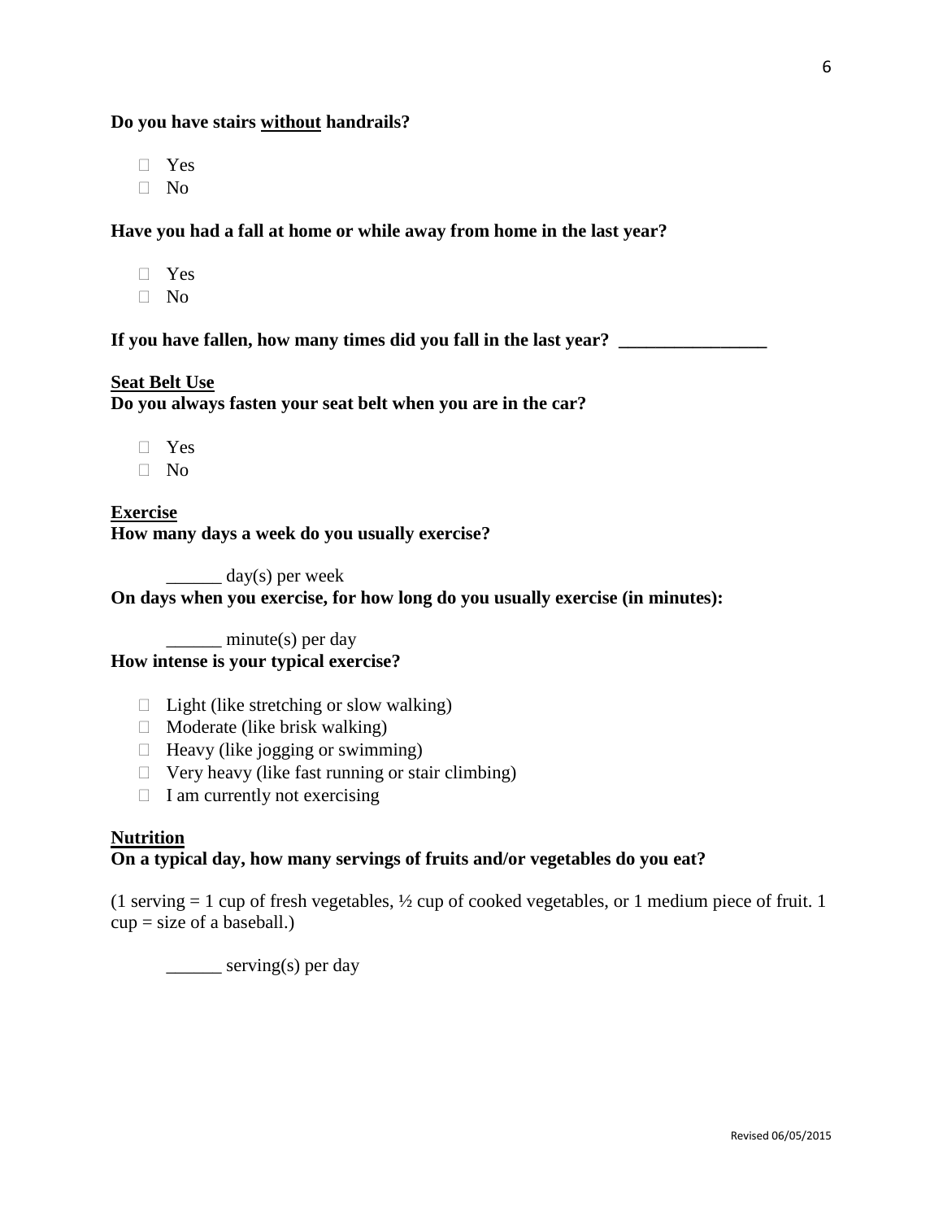**Do you have stairs <u>without</u> handrails?**

- ☐ Yes
- ☐ No

**Have you had a fall at home or while away from home in the last year?**

- ☐ Yes
- ☐ No

**If you have fallen, how many times did you fall in the last year? ________________**

**<u>Seat Belt Use</u>**

**Do you always fasten your seat belt when you are in the car?**

- ☐ Yes
- ☐ No

**<u>Exercise</u>**

**How many days a week do you usually exercise?**

______ day(s) per week

**On days when you exercise, for how long do you usually exercise (in minutes):**

______ minute(s) per day

**How intense is your typical exercise?**

- ☐ Light (like stretching or slow walking)
- ☐ Moderate (like brisk walking)
- ☐ Heavy (like jogging or swimming)
- ☐ Very heavy (like fast running or stair climbing)
- ☐ I am currently not exercising

**<u>Nutrition</u>**

**On a typical day, how many servings of fruits and/or vegetables do you eat?**

(1 serving = 1 cup of fresh vegetables, ½ cup of cooked vegetables, or 1 medium piece of fruit. 1 cup = size of a baseball.)

______ serving(s) per day

Revised 06/05/2015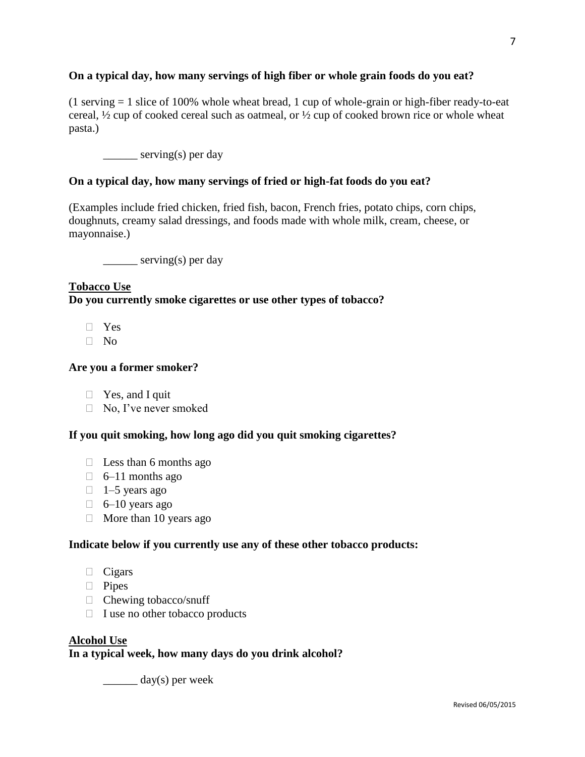**On a typical day, how many servings of high fiber or whole grain foods do you eat?**

(1 serving = 1 slice of 100% whole wheat bread, 1 cup of whole-grain or high-fiber ready-to-eat cereal, ½ cup of cooked cereal such as oatmeal, or ½ cup of cooked brown rice or whole wheat pasta.)

______ serving(s) per day

**On a typical day, how many servings of fried or high-fat foods do you eat?**

(Examples include fried chicken, fried fish, bacon, French fries, potato chips, corn chips, doughnuts, creamy salad dressings, and foods made with whole milk, cream, cheese, or mayonnaise.)

______ serving(s) per day

**Tobacco Use**

**Do you currently smoke cigarettes or use other types of tobacco?**

- ☐ Yes
- ☐ No

**Are you a former smoker?**

- ☐ Yes, and I quit
- ☐ No, I've never smoked

**If you quit smoking, how long ago did you quit smoking cigarettes?**

- ☐ Less than 6 months ago
- ☐ 6–11 months ago
- ☐ 1–5 years ago
- ☐ 6–10 years ago
- ☐ More than 10 years ago

**Indicate below if you currently use any of these other tobacco products:**

- ☐ Cigars
- ☐ Pipes
- ☐ Chewing tobacco/snuff
- ☐ I use no other tobacco products

**Alcohol Use**

**In a typical week, how many days do you drink alcohol?**

______ day(s) per week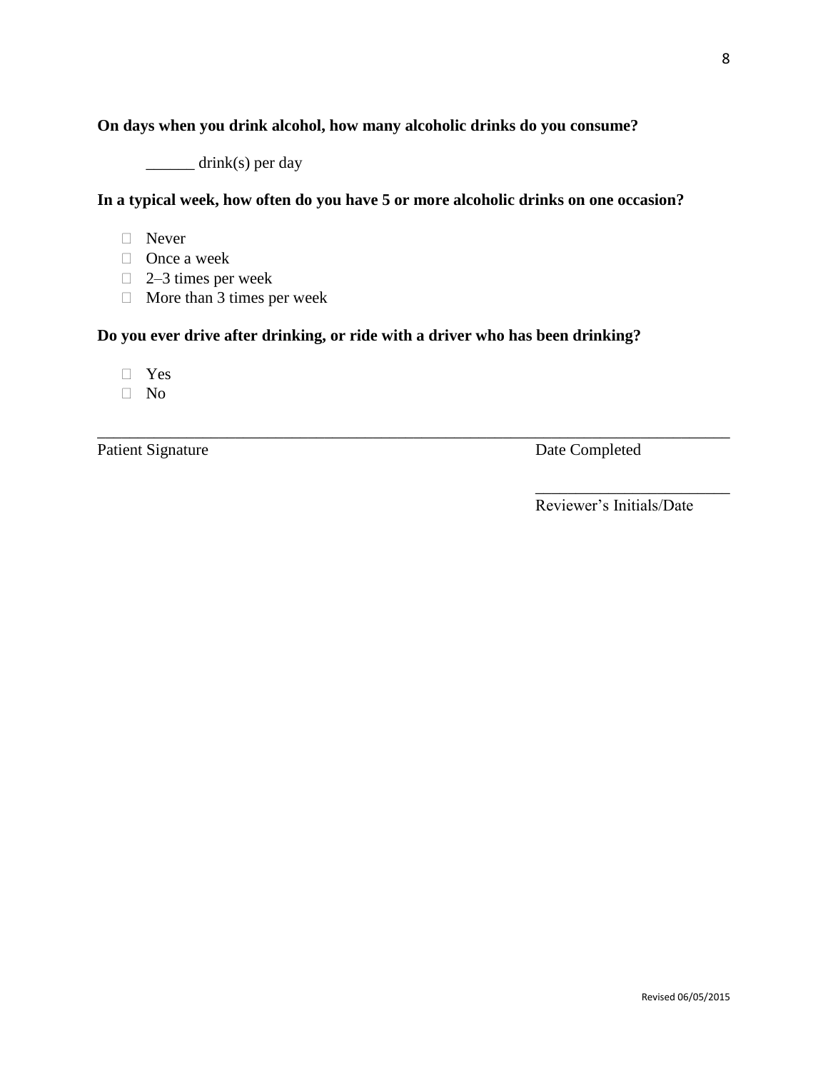**On days when you drink alcohol, how many alcoholic drinks do you consume?**

______ drink(s) per day

**In a typical week, how often do you have 5 or more alcoholic drinks on one occasion?**

- ☐ Never
- ☐ Once a week
- ☐ 2–3 times per week
- ☐ More than 3 times per week

**Do you ever drive after drinking, or ride with a driver who has been drinking?**

- ☐ Yes
- ☐ No

______________________________________________________________________________

Patient Signature                                                            Date Completed

________________________

Reviewer's Initials/Date

Revised 06/05/2015